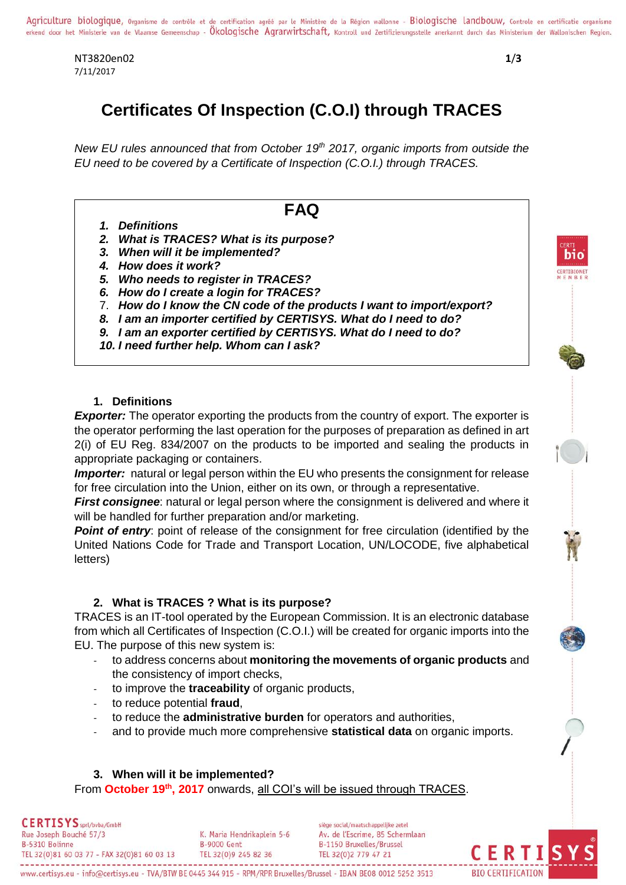NT3820en02
7/11/2017

# Certificates Of Inspection (C.O.I) through TRACES

*New EU rules announced that from October 19th 2017, organic imports from outside the EU need to be covered by a Certificate of Inspection (C.O.I.) through TRACES.*

## FAQ

1. ***Definitions***
2. ***What is TRACES? What is its purpose?***
3. ***When will it be implemented?***
4. ***How does it work?***
5. ***Who needs to register in TRACES?***
6. ***How do I create a login for TRACES?***
7. ***How do I know the CN code of the products I want to import/export?***
8. ***I am an importer certified by CERTISYS. What do I need to do?***
9. ***I am an exporter certified by CERTISYS. What do I need to do?***
10. ***I need further help. Whom can I ask?***

### 1. Definitions

***Exporter:*** The operator exporting the products from the country of export. The exporter is the operator performing the last operation for the purposes of preparation as defined in art 2(i) of EU Reg. 834/2007 on the products to be imported and sealing the products in appropriate packaging or containers.

***Importer:*** natural or legal person within the EU who presents the consignment for release for free circulation into the Union, either on its own, or through a representative.

***First consignee***: natural or legal person where the consignment is delivered and where it will be handled for further preparation and/or marketing.

***Point of entry***: point of release of the consignment for free circulation (identified by the United Nations Code for Trade and Transport Location, UN/LOCODE, five alphabetical letters)

### 2. What is TRACES ? What is its purpose?

TRACES is an IT-tool operated by the European Commission. It is an electronic database from which all Certificates of Inspection (C.O.I.) will be created for organic imports into the EU. The purpose of this new system is:

- to address concerns about **monitoring the movements of organic products** and the consistency of import checks,
- to improve the **traceability** of organic products,
- to reduce potential **fraud**,
- to reduce the **administrative burden** for operators and authorities,
- and to provide much more comprehensive **statistical data** on organic imports.

### 3. When will it be implemented?

From **October 19th, 2017** onwards, all COI's will be issued through TRACES.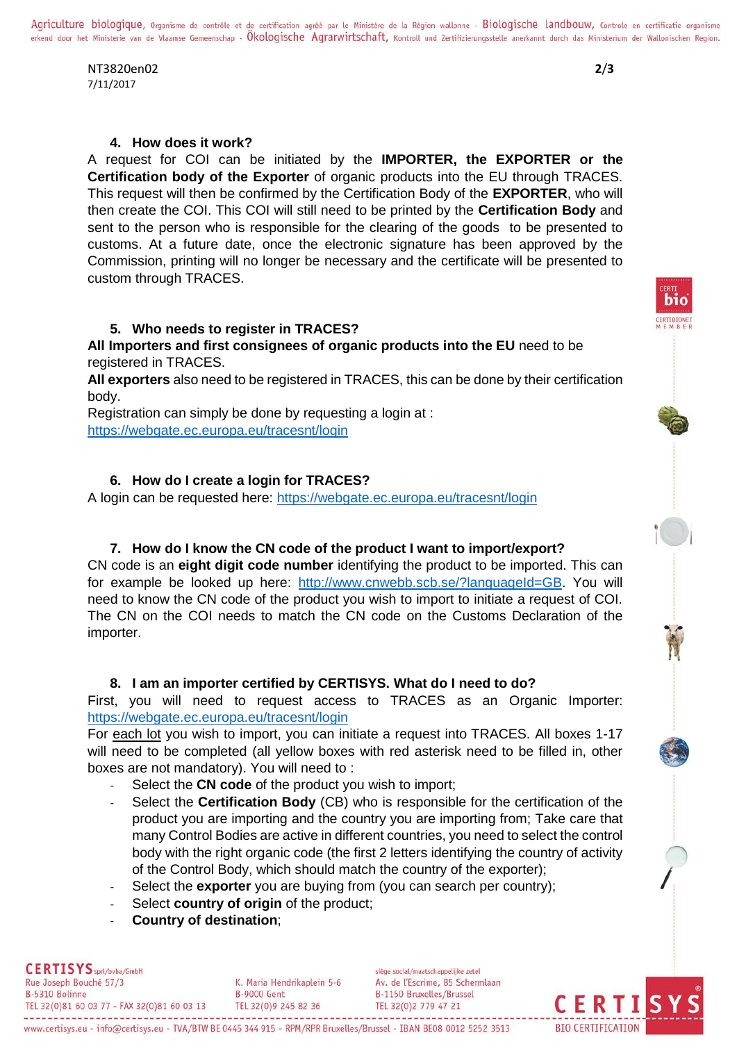NT3820en02
7/11/2017

### 4. How does it work?

A request for COI can be initiated by the **IMPORTER, the EXPORTER or the Certification body of the Exporter** of organic products into the EU through TRACES. This request will then be confirmed by the Certification Body of the **EXPORTER**, who will then create the COI. This COI will still need to be printed by the **Certification Body** and sent to the person who is responsible for the clearing of the goods to be presented to customs. At a future date, once the electronic signature has been approved by the Commission, printing will no longer be necessary and the certificate will be presented to custom through TRACES.

### 5. Who needs to register in TRACES?

**All Importers and first consignees of organic products into the EU** need to be registered in TRACES.

**All exporters** also need to be registered in TRACES, this can be done by their certification body.

Registration can simply be done by requesting a login at :
https://webgate.ec.europa.eu/tracesnt/login

### 6. How do I create a login for TRACES?

A login can be requested here: https://webgate.ec.europa.eu/tracesnt/login

### 7. How do I know the CN code of the product I want to import/export?

CN code is an **eight digit code number** identifying the product to be imported. This can for example be looked up here: http://www.cnwebb.scb.se/?languageId=GB. You will need to know the CN code of the product you wish to import to initiate a request of COI. The CN on the COI needs to match the CN code on the Customs Declaration of the importer.

### 8. I am an importer certified by CERTISYS. What do I need to do?

First, you will need to request access to TRACES as an Organic Importer: https://webgate.ec.europa.eu/tracesnt/login

For each lot you wish to import, you can initiate a request into TRACES. All boxes 1-17 will need to be completed (all yellow boxes with red asterisk need to be filled in, other boxes are not mandatory). You will need to :

- Select the **CN code** of the product you wish to import;
- Select the **Certification Body** (CB) who is responsible for the certification of the product you are importing and the country you are importing from; Take care that many Control Bodies are active in different countries, you need to select the control body with the right organic code (the first 2 letters identifying the country of activity of the Control Body, which should match the country of the exporter);
- Select the **exporter** you are buying from (you can search per country);
- Select **country of origin** of the product;
- **Country of destination**;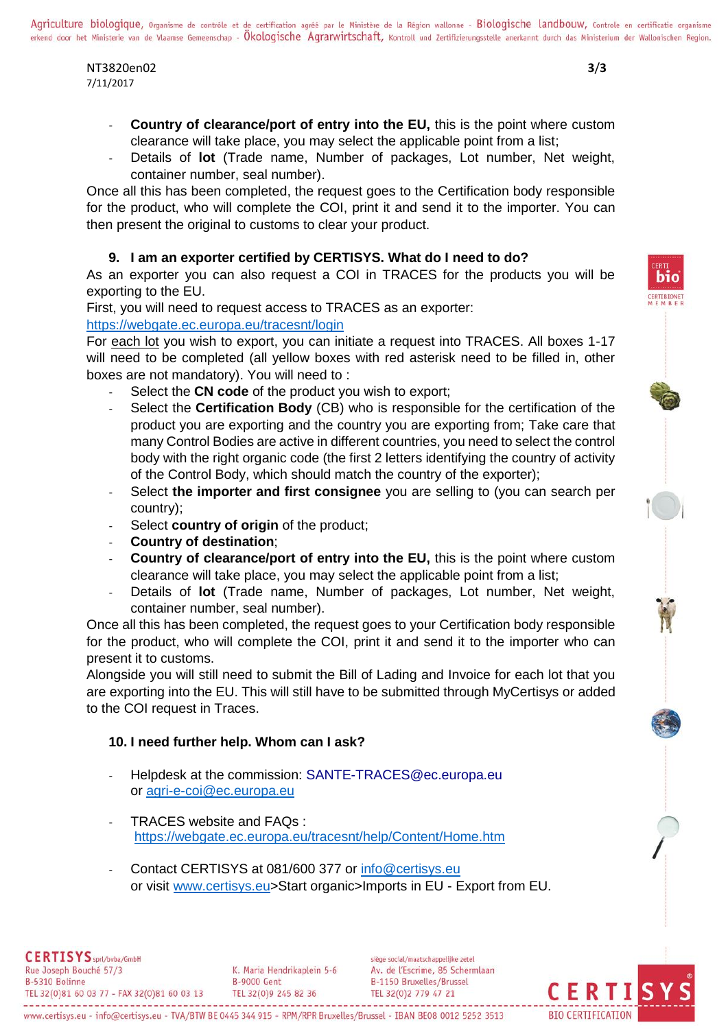- **Country of clearance/port of entry into the EU,** this is the point where custom clearance will take place, you may select the applicable point from a list;
- Details of **lot** (Trade name, Number of packages, Lot number, Net weight, container number, seal number).

Once all this has been completed, the request goes to the Certification body responsible for the product, who will complete the COI, print it and send it to the importer. You can then present the original to customs to clear your product.

### 9. I am an exporter certified by CERTISYS. What do I need to do?

As an exporter you can also request a COI in TRACES for the products you will be exporting to the EU.

First, you will need to request access to TRACES as an exporter:
https://webgate.ec.europa.eu/tracesnt/login

For each lot you wish to export, you can initiate a request into TRACES. All boxes 1-17 will need to be completed (all yellow boxes with red asterisk need to be filled in, other boxes are not mandatory). You will need to :

- Select the **CN code** of the product you wish to export;
- Select the **Certification Body** (CB) who is responsible for the certification of the product you are exporting and the country you are exporting from; Take care that many Control Bodies are active in different countries, you need to select the control body with the right organic code (the first 2 letters identifying the country of activity of the Control Body, which should match the country of the exporter);
- Select **the importer and first consignee** you are selling to (you can search per country);
- Select **country of origin** of the product;
- **Country of destination**;
- **Country of clearance/port of entry into the EU,** this is the point where custom clearance will take place, you may select the applicable point from a list;
- Details of **lot** (Trade name, Number of packages, Lot number, Net weight, container number, seal number).

Once all this has been completed, the request goes to your Certification body responsible for the product, who will complete the COI, print it and send it to the importer who can present it to customs.

Alongside you will still need to submit the Bill of Lading and Invoice for each lot that you are exporting into the EU. This will still have to be submitted through MyCertisys or added to the COI request in Traces.

### 10. I need further help. Whom can I ask?

- Helpdesk at the commission: SANTE-TRACES@ec.europa.eu
  or agri-e-coi@ec.europa.eu

- TRACES website and FAQs :
  https://webgate.ec.europa.eu/tracesnt/help/Content/Home.htm

- Contact CERTISYS at 081/600 377 or info@certisys.eu
  or visit www.certisys.eu>Start organic>Imports in EU - Export from EU.